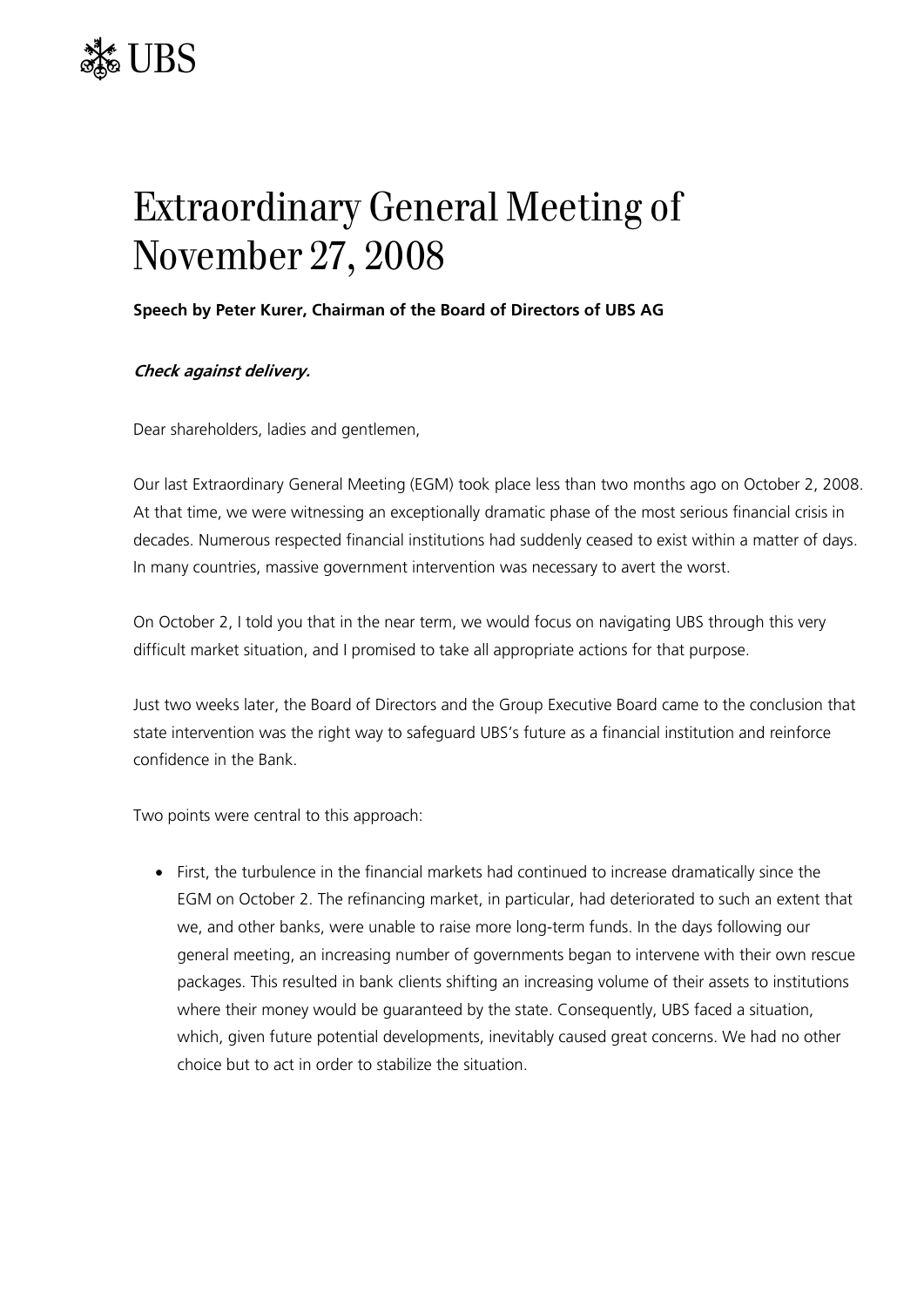UBS

# Extraordinary General Meeting of November 27, 2008

**Speech by Peter Kurer, Chairman of the Board of Directors of UBS AG**

***Check against delivery.***

Dear shareholders, ladies and gentlemen,

Our last Extraordinary General Meeting (EGM) took place less than two months ago on October 2, 2008. At that time, we were witnessing an exceptionally dramatic phase of the most serious financial crisis in decades. Numerous respected financial institutions had suddenly ceased to exist within a matter of days. In many countries, massive government intervention was necessary to avert the worst.

On October 2, I told you that in the near term, we would focus on navigating UBS through this very difficult market situation, and I promised to take all appropriate actions for that purpose.

Just two weeks later, the Board of Directors and the Group Executive Board came to the conclusion that state intervention was the right way to safeguard UBS's future as a financial institution and reinforce confidence in the Bank.

Two points were central to this approach:

- First, the turbulence in the financial markets had continued to increase dramatically since the EGM on October 2. The refinancing market, in particular, had deteriorated to such an extent that we, and other banks, were unable to raise more long-term funds. In the days following our general meeting, an increasing number of governments began to intervene with their own rescue packages. This resulted in bank clients shifting an increasing volume of their assets to institutions where their money would be guaranteed by the state. Consequently, UBS faced a situation, which, given future potential developments, inevitably caused great concerns. We had no other choice but to act in order to stabilize the situation.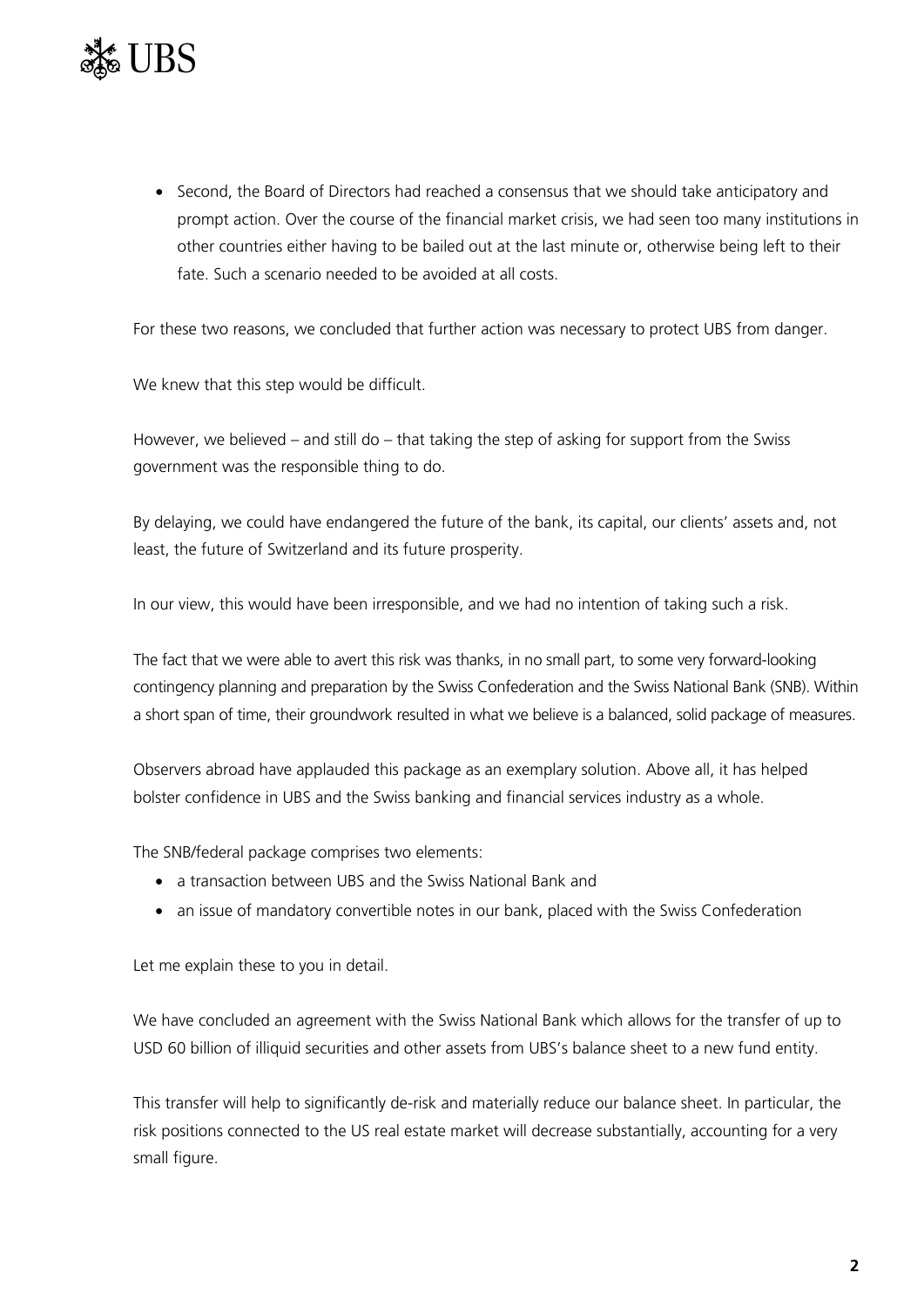- Second, the Board of Directors had reached a consensus that we should take anticipatory and prompt action. Over the course of the financial market crisis, we had seen too many institutions in other countries either having to be bailed out at the last minute or, otherwise being left to their fate. Such a scenario needed to be avoided at all costs.

For these two reasons, we concluded that further action was necessary to protect UBS from danger.

We knew that this step would be difficult.

However, we believed – and still do – that taking the step of asking for support from the Swiss government was the responsible thing to do.

By delaying, we could have endangered the future of the bank, its capital, our clients' assets and, not least, the future of Switzerland and its future prosperity.

In our view, this would have been irresponsible, and we had no intention of taking such a risk.

The fact that we were able to avert this risk was thanks, in no small part, to some very forward-looking contingency planning and preparation by the Swiss Confederation and the Swiss National Bank (SNB). Within a short span of time, their groundwork resulted in what we believe is a balanced, solid package of measures.

Observers abroad have applauded this package as an exemplary solution. Above all, it has helped bolster confidence in UBS and the Swiss banking and financial services industry as a whole.

The SNB/federal package comprises two elements:

- a transaction between UBS and the Swiss National Bank and
- an issue of mandatory convertible notes in our bank, placed with the Swiss Confederation

Let me explain these to you in detail.

We have concluded an agreement with the Swiss National Bank which allows for the transfer of up to USD 60 billion of illiquid securities and other assets from UBS's balance sheet to a new fund entity.

This transfer will help to significantly de-risk and materially reduce our balance sheet. In particular, the risk positions connected to the US real estate market will decrease substantially, accounting for a very small figure.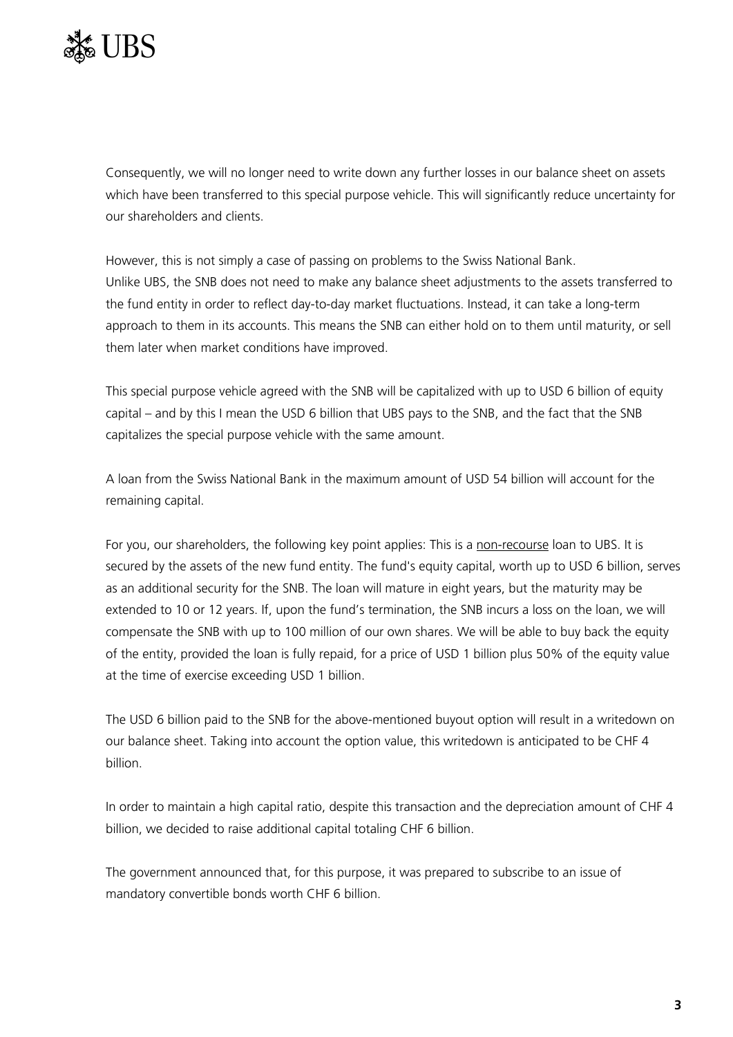Consequently, we will no longer need to write down any further losses in our balance sheet on assets which have been transferred to this special purpose vehicle. This will significantly reduce uncertainty for our shareholders and clients.

However, this is not simply a case of passing on problems to the Swiss National Bank. Unlike UBS, the SNB does not need to make any balance sheet adjustments to the assets transferred to the fund entity in order to reflect day-to-day market fluctuations. Instead, it can take a long-term approach to them in its accounts. This means the SNB can either hold on to them until maturity, or sell them later when market conditions have improved.

This special purpose vehicle agreed with the SNB will be capitalized with up to USD 6 billion of equity capital – and by this I mean the USD 6 billion that UBS pays to the SNB, and the fact that the SNB capitalizes the special purpose vehicle with the same amount.

A loan from the Swiss National Bank in the maximum amount of USD 54 billion will account for the remaining capital.

For you, our shareholders, the following key point applies: This is a non-recourse loan to UBS. It is secured by the assets of the new fund entity. The fund's equity capital, worth up to USD 6 billion, serves as an additional security for the SNB. The loan will mature in eight years, but the maturity may be extended to 10 or 12 years. If, upon the fund's termination, the SNB incurs a loss on the loan, we will compensate the SNB with up to 100 million of our own shares. We will be able to buy back the equity of the entity, provided the loan is fully repaid, for a price of USD 1 billion plus 50% of the equity value at the time of exercise exceeding USD 1 billion.

The USD 6 billion paid to the SNB for the above-mentioned buyout option will result in a writedown on our balance sheet. Taking into account the option value, this writedown is anticipated to be CHF 4 billion.

In order to maintain a high capital ratio, despite this transaction and the depreciation amount of CHF 4 billion, we decided to raise additional capital totaling CHF 6 billion.

The government announced that, for this purpose, it was prepared to subscribe to an issue of mandatory convertible bonds worth CHF 6 billion.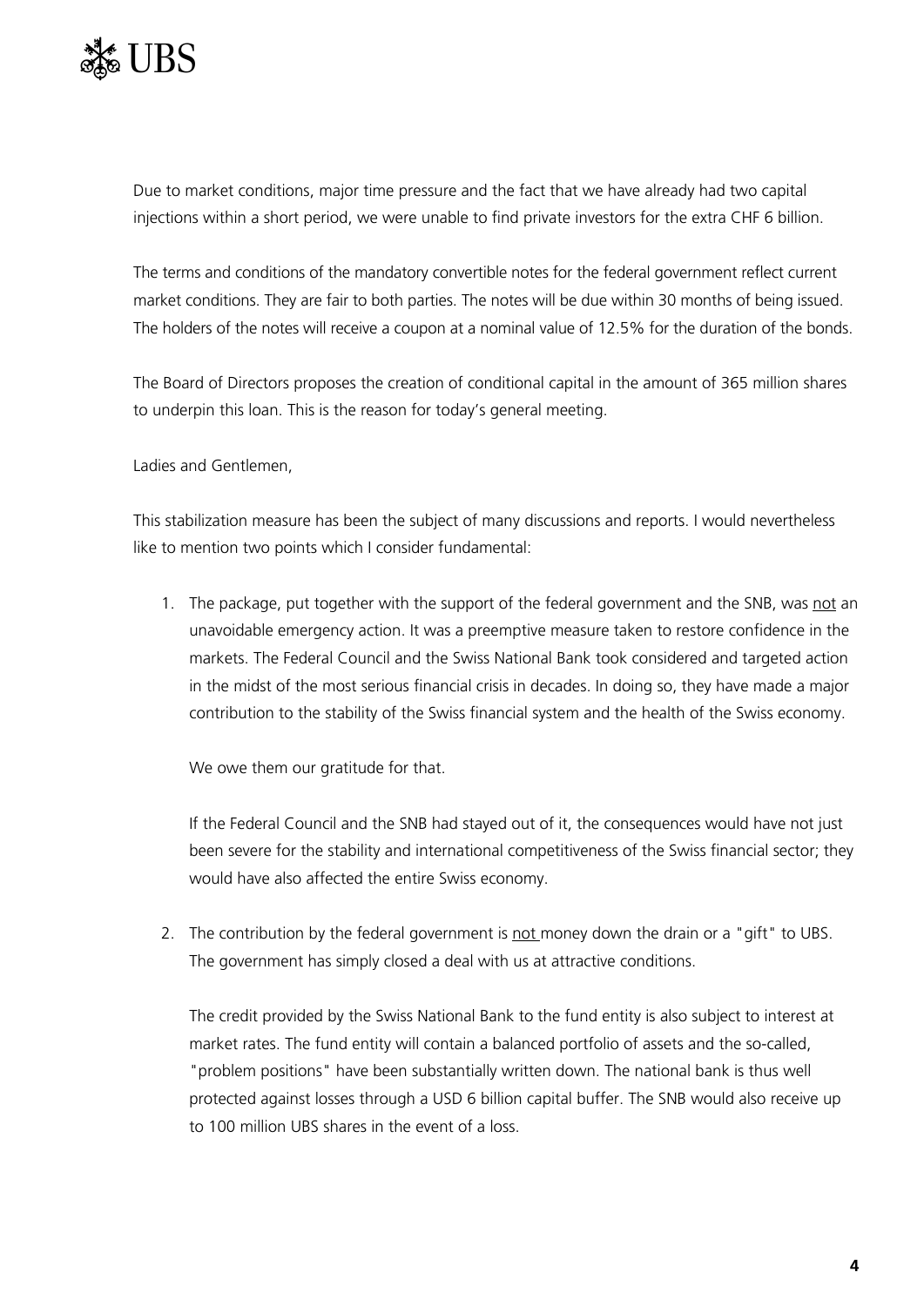Due to market conditions, major time pressure and the fact that we have already had two capital injections within a short period, we were unable to find private investors for the extra CHF 6 billion.

The terms and conditions of the mandatory convertible notes for the federal government reflect current market conditions. They are fair to both parties. The notes will be due within 30 months of being issued. The holders of the notes will receive a coupon at a nominal value of 12.5% for the duration of the bonds.

The Board of Directors proposes the creation of conditional capital in the amount of 365 million shares to underpin this loan. This is the reason for today's general meeting.

Ladies and Gentlemen,

This stabilization measure has been the subject of many discussions and reports. I would nevertheless like to mention two points which I consider fundamental:

1. The package, put together with the support of the federal government and the SNB, was <u>not</u> an unavoidable emergency action. It was a preemptive measure taken to restore confidence in the markets. The Federal Council and the Swiss National Bank took considered and targeted action in the midst of the most serious financial crisis in decades. In doing so, they have made a major contribution to the stability of the Swiss financial system and the health of the Swiss economy.

   We owe them our gratitude for that.

   If the Federal Council and the SNB had stayed out of it, the consequences would have not just been severe for the stability and international competitiveness of the Swiss financial sector; they would have also affected the entire Swiss economy.

2. The contribution by the federal government is <u>not</u> money down the drain or a "gift" to UBS. The government has simply closed a deal with us at attractive conditions.

   The credit provided by the Swiss National Bank to the fund entity is also subject to interest at market rates. The fund entity will contain a balanced portfolio of assets and the so-called, "problem positions" have been substantially written down. The national bank is thus well protected against losses through a USD 6 billion capital buffer. The SNB would also receive up to 100 million UBS shares in the event of a loss.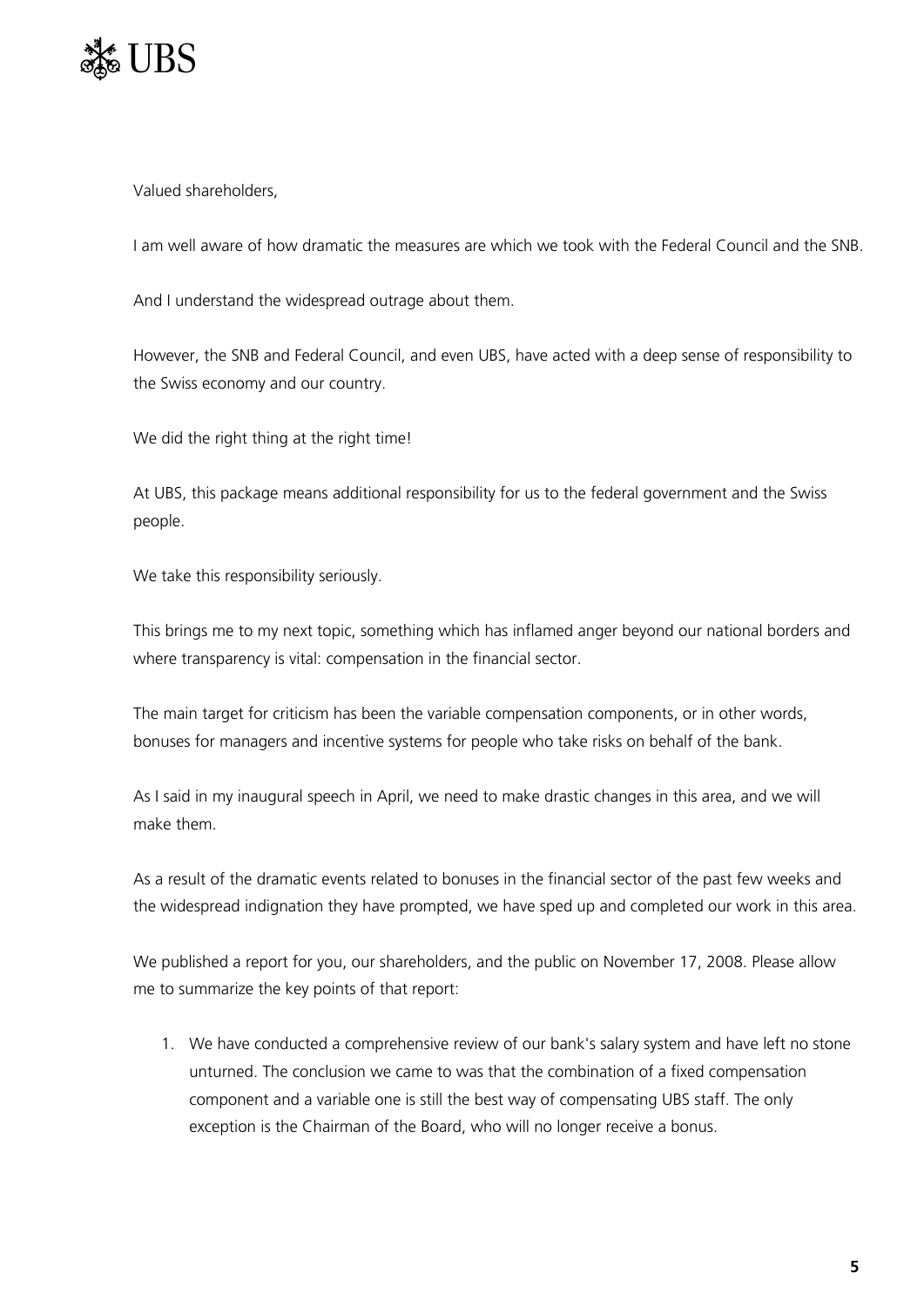Valued shareholders,

I am well aware of how dramatic the measures are which we took with the Federal Council and the SNB.

And I understand the widespread outrage about them.

However, the SNB and Federal Council, and even UBS, have acted with a deep sense of responsibility to the Swiss economy and our country.

We did the right thing at the right time!

At UBS, this package means additional responsibility for us to the federal government and the Swiss people.

We take this responsibility seriously.

This brings me to my next topic, something which has inflamed anger beyond our national borders and where transparency is vital: compensation in the financial sector.

The main target for criticism has been the variable compensation components, or in other words, bonuses for managers and incentive systems for people who take risks on behalf of the bank.

As I said in my inaugural speech in April, we need to make drastic changes in this area, and we will make them.

As a result of the dramatic events related to bonuses in the financial sector of the past few weeks and the widespread indignation they have prompted, we have sped up and completed our work in this area.

We published a report for you, our shareholders, and the public on November 17, 2008. Please allow me to summarize the key points of that report:

1. We have conducted a comprehensive review of our bank's salary system and have left no stone unturned. The conclusion we came to was that the combination of a fixed compensation component and a variable one is still the best way of compensating UBS staff. The only exception is the Chairman of the Board, who will no longer receive a bonus.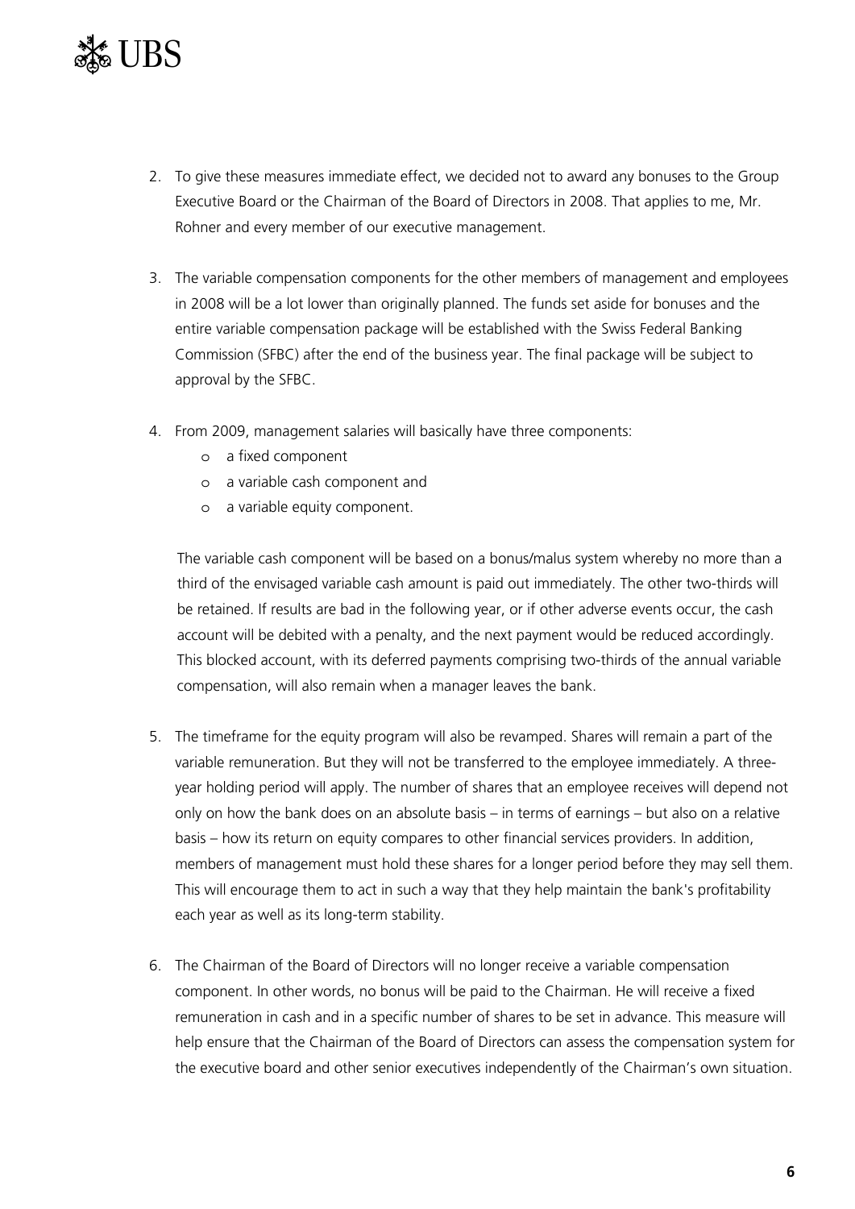2. To give these measures immediate effect, we decided not to award any bonuses to the Group Executive Board or the Chairman of the Board of Directors in 2008. That applies to me, Mr. Rohner and every member of our executive management.

3. The variable compensation components for the other members of management and employees in 2008 will be a lot lower than originally planned. The funds set aside for bonuses and the entire variable compensation package will be established with the Swiss Federal Banking Commission (SFBC) after the end of the business year. The final package will be subject to approval by the SFBC.

4. From 2009, management salaries will basically have three components:
   - a fixed component
   - a variable cash component and
   - a variable equity component.

   The variable cash component will be based on a bonus/malus system whereby no more than a third of the envisaged variable cash amount is paid out immediately. The other two-thirds will be retained. If results are bad in the following year, or if other adverse events occur, the cash account will be debited with a penalty, and the next payment would be reduced accordingly. This blocked account, with its deferred payments comprising two-thirds of the annual variable compensation, will also remain when a manager leaves the bank.

5. The timeframe for the equity program will also be revamped. Shares will remain a part of the variable remuneration. But they will not be transferred to the employee immediately. A three-year holding period will apply. The number of shares that an employee receives will depend not only on how the bank does on an absolute basis – in terms of earnings – but also on a relative basis – how its return on equity compares to other financial services providers. In addition, members of management must hold these shares for a longer period before they may sell them. This will encourage them to act in such a way that they help maintain the bank's profitability each year as well as its long-term stability.

6. The Chairman of the Board of Directors will no longer receive a variable compensation component. In other words, no bonus will be paid to the Chairman. He will receive a fixed remuneration in cash and in a specific number of shares to be set in advance. This measure will help ensure that the Chairman of the Board of Directors can assess the compensation system for the executive board and other senior executives independently of the Chairman's own situation.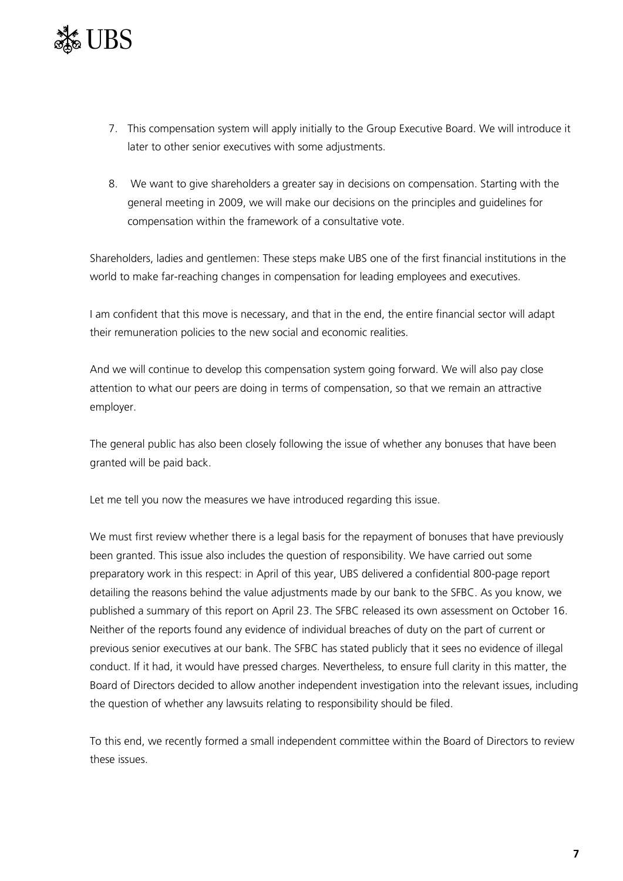7. This compensation system will apply initially to the Group Executive Board. We will introduce it later to other senior executives with some adjustments.

8. We want to give shareholders a greater say in decisions on compensation. Starting with the general meeting in 2009, we will make our decisions on the principles and guidelines for compensation within the framework of a consultative vote.

Shareholders, ladies and gentlemen: These steps make UBS one of the first financial institutions in the world to make far-reaching changes in compensation for leading employees and executives.

I am confident that this move is necessary, and that in the end, the entire financial sector will adapt their remuneration policies to the new social and economic realities.

And we will continue to develop this compensation system going forward. We will also pay close attention to what our peers are doing in terms of compensation, so that we remain an attractive employer.

The general public has also been closely following the issue of whether any bonuses that have been granted will be paid back.

Let me tell you now the measures we have introduced regarding this issue.

We must first review whether there is a legal basis for the repayment of bonuses that have previously been granted. This issue also includes the question of responsibility. We have carried out some preparatory work in this respect: in April of this year, UBS delivered a confidential 800-page report detailing the reasons behind the value adjustments made by our bank to the SFBC. As you know, we published a summary of this report on April 23. The SFBC released its own assessment on October 16. Neither of the reports found any evidence of individual breaches of duty on the part of current or previous senior executives at our bank. The SFBC has stated publicly that it sees no evidence of illegal conduct. If it had, it would have pressed charges. Nevertheless, to ensure full clarity in this matter, the Board of Directors decided to allow another independent investigation into the relevant issues, including the question of whether any lawsuits relating to responsibility should be filed.

To this end, we recently formed a small independent committee within the Board of Directors to review these issues.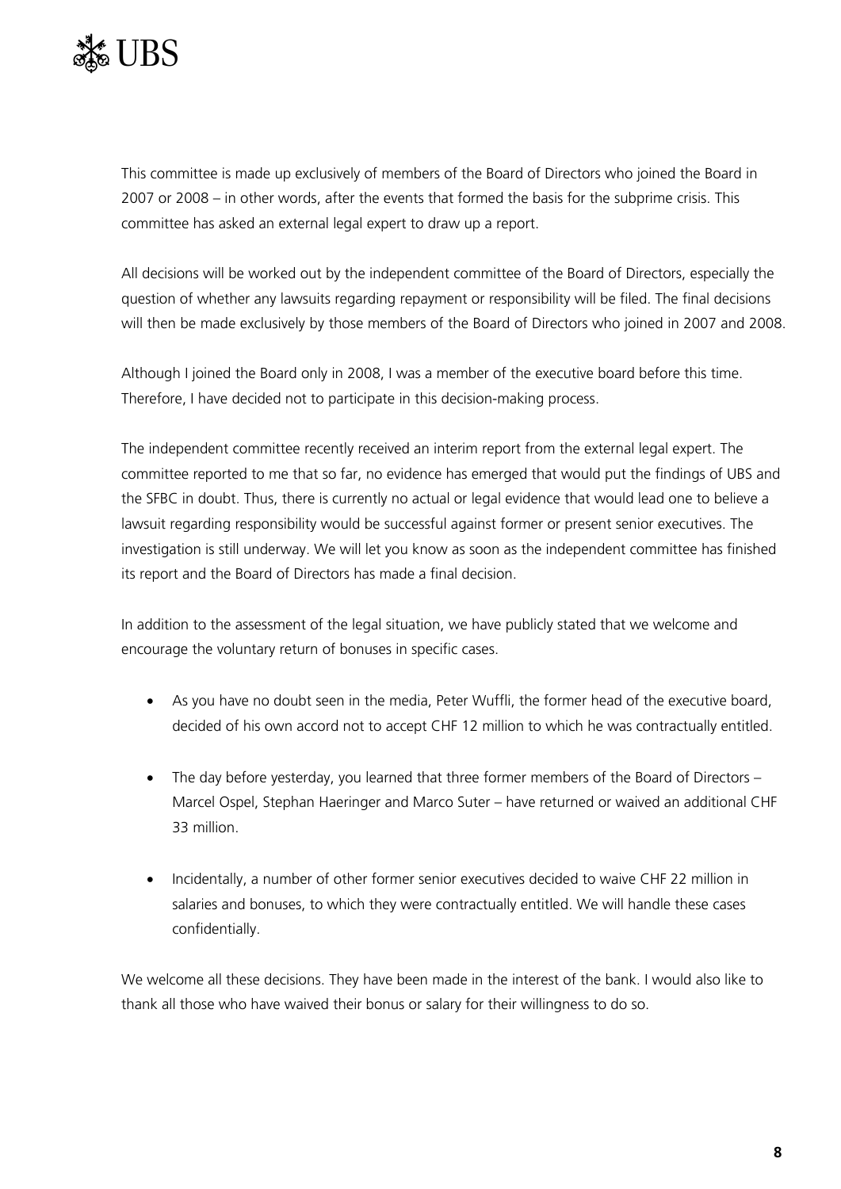This committee is made up exclusively of members of the Board of Directors who joined the Board in 2007 or 2008 – in other words, after the events that formed the basis for the subprime crisis. This committee has asked an external legal expert to draw up a report.

All decisions will be worked out by the independent committee of the Board of Directors, especially the question of whether any lawsuits regarding repayment or responsibility will be filed. The final decisions will then be made exclusively by those members of the Board of Directors who joined in 2007 and 2008.

Although I joined the Board only in 2008, I was a member of the executive board before this time. Therefore, I have decided not to participate in this decision-making process.

The independent committee recently received an interim report from the external legal expert. The committee reported to me that so far, no evidence has emerged that would put the findings of UBS and the SFBC in doubt. Thus, there is currently no actual or legal evidence that would lead one to believe a lawsuit regarding responsibility would be successful against former or present senior executives. The investigation is still underway. We will let you know as soon as the independent committee has finished its report and the Board of Directors has made a final decision.

In addition to the assessment of the legal situation, we have publicly stated that we welcome and encourage the voluntary return of bonuses in specific cases.

- As you have no doubt seen in the media, Peter Wuffli, the former head of the executive board, decided of his own accord not to accept CHF 12 million to which he was contractually entitled.

- The day before yesterday, you learned that three former members of the Board of Directors – Marcel Ospel, Stephan Haeringer and Marco Suter – have returned or waived an additional CHF 33 million.

- Incidentally, a number of other former senior executives decided to waive CHF 22 million in salaries and bonuses, to which they were contractually entitled. We will handle these cases confidentially.

We welcome all these decisions. They have been made in the interest of the bank. I would also like to thank all those who have waived their bonus or salary for their willingness to do so.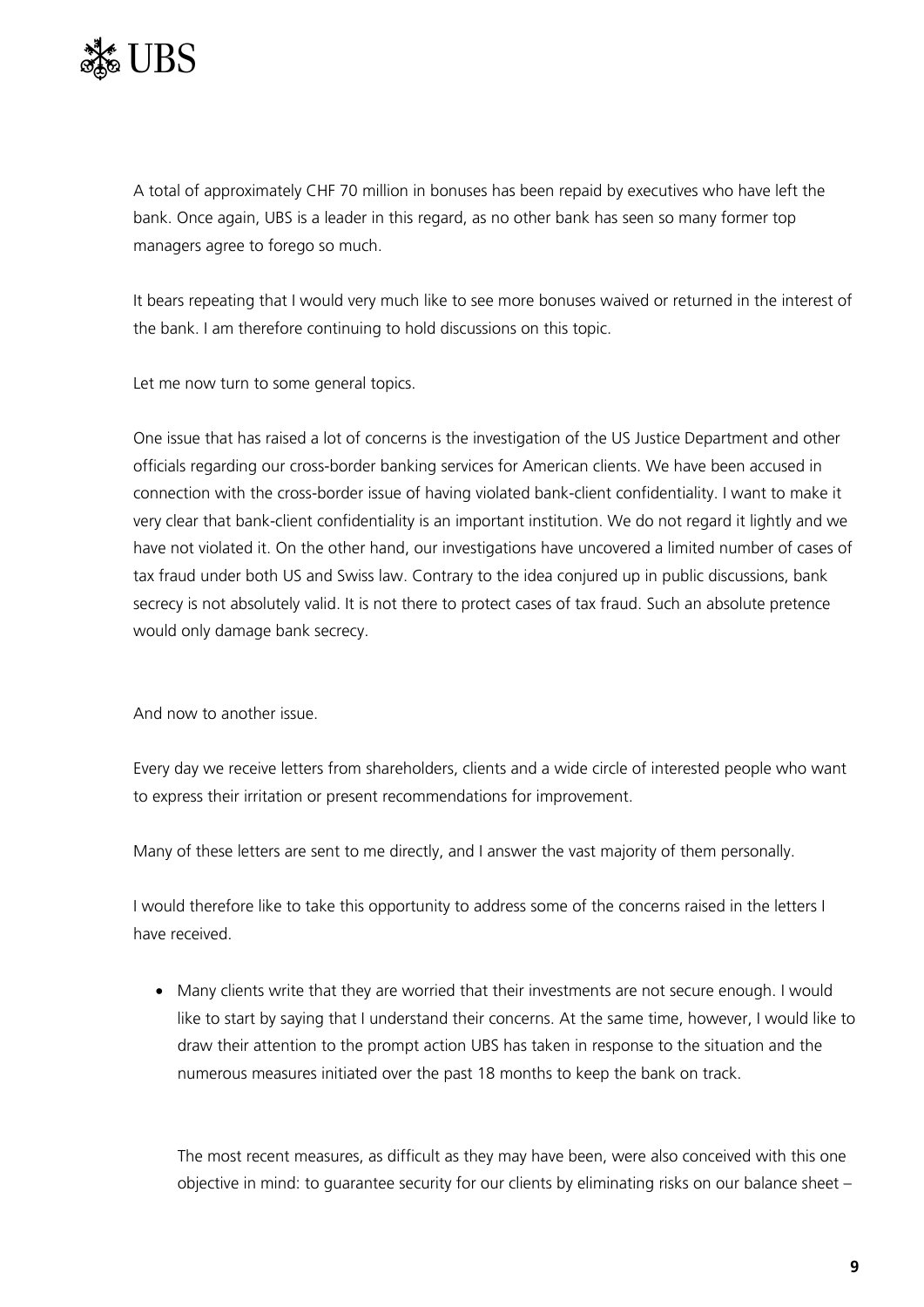A total of approximately CHF 70 million in bonuses has been repaid by executives who have left the bank. Once again, UBS is a leader in this regard, as no other bank has seen so many former top managers agree to forego so much.

It bears repeating that I would very much like to see more bonuses waived or returned in the interest of the bank. I am therefore continuing to hold discussions on this topic.

Let me now turn to some general topics.

One issue that has raised a lot of concerns is the investigation of the US Justice Department and other officials regarding our cross-border banking services for American clients. We have been accused in connection with the cross-border issue of having violated bank-client confidentiality. I want to make it very clear that bank-client confidentiality is an important institution. We do not regard it lightly and we have not violated it. On the other hand, our investigations have uncovered a limited number of cases of tax fraud under both US and Swiss law. Contrary to the idea conjured up in public discussions, bank secrecy is not absolutely valid. It is not there to protect cases of tax fraud. Such an absolute pretence would only damage bank secrecy.

And now to another issue.

Every day we receive letters from shareholders, clients and a wide circle of interested people who want to express their irritation or present recommendations for improvement.

Many of these letters are sent to me directly, and I answer the vast majority of them personally.

I would therefore like to take this opportunity to address some of the concerns raised in the letters I have received.

- Many clients write that they are worried that their investments are not secure enough. I would like to start by saying that I understand their concerns. At the same time, however, I would like to draw their attention to the prompt action UBS has taken in response to the situation and the numerous measures initiated over the past 18 months to keep the bank on track.

  The most recent measures, as difficult as they may have been, were also conceived with this one objective in mind: to guarantee security for our clients by eliminating risks on our balance sheet –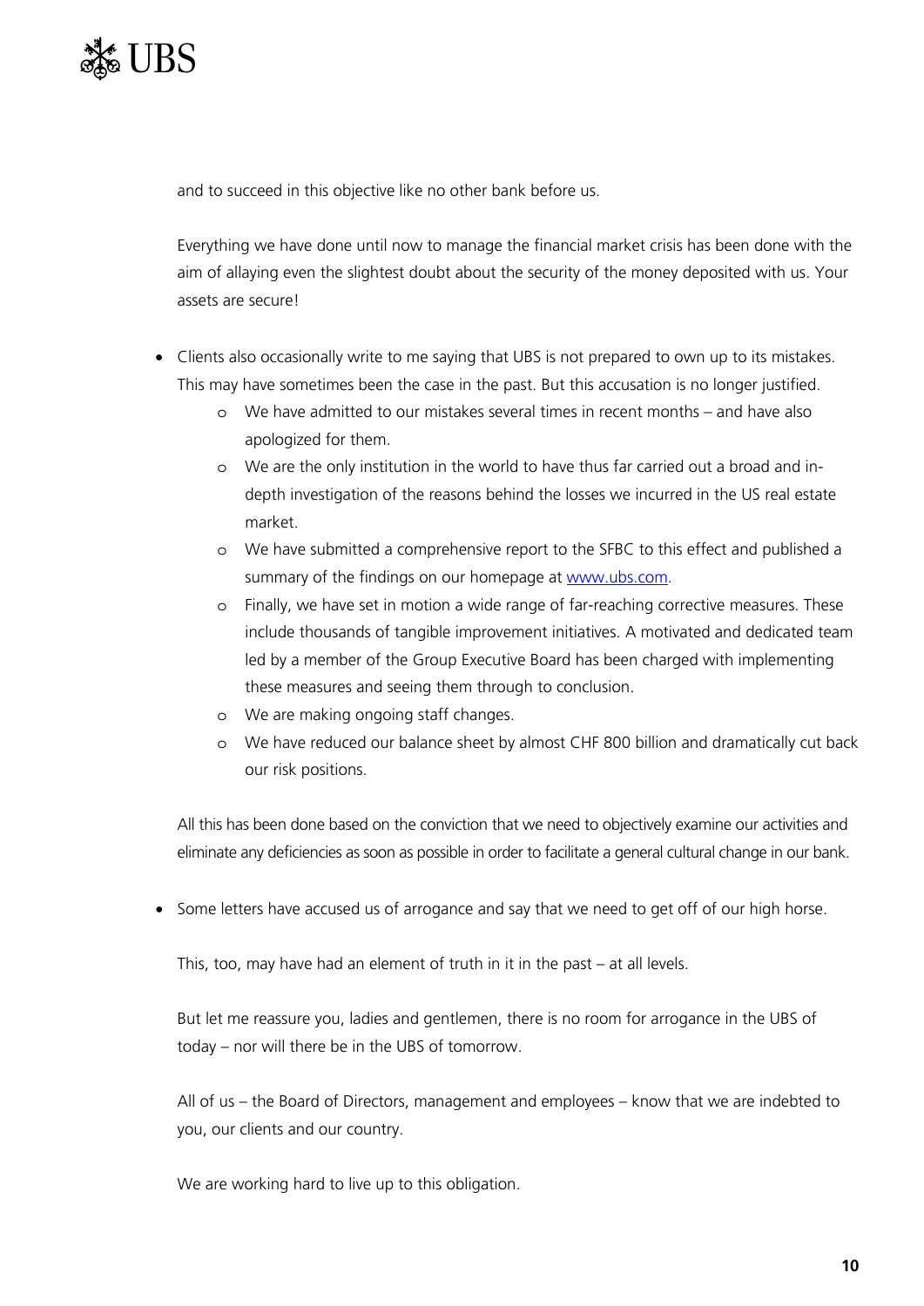and to succeed in this objective like no other bank before us.

Everything we have done until now to manage the financial market crisis has been done with the aim of allaying even the slightest doubt about the security of the money deposited with us. Your assets are secure!

- Clients also occasionally write to me saying that UBS is not prepared to own up to its mistakes. This may have sometimes been the case in the past. But this accusation is no longer justified.
    - We have admitted to our mistakes several times in recent months – and have also apologized for them.
    - We are the only institution in the world to have thus far carried out a broad and in-depth investigation of the reasons behind the losses we incurred in the US real estate market.
    - We have submitted a comprehensive report to the SFBC to this effect and published a summary of the findings on our homepage at www.ubs.com.
    - Finally, we have set in motion a wide range of far-reaching corrective measures. These include thousands of tangible improvement initiatives. A motivated and dedicated team led by a member of the Group Executive Board has been charged with implementing these measures and seeing them through to conclusion.
    - We are making ongoing staff changes.
    - We have reduced our balance sheet by almost CHF 800 billion and dramatically cut back our risk positions.

All this has been done based on the conviction that we need to objectively examine our activities and eliminate any deficiencies as soon as possible in order to facilitate a general cultural change in our bank.

- Some letters have accused us of arrogance and say that we need to get off of our high horse.

This, too, may have had an element of truth in it in the past – at all levels.

But let me reassure you, ladies and gentlemen, there is no room for arrogance in the UBS of today – nor will there be in the UBS of tomorrow.

All of us – the Board of Directors, management and employees – know that we are indebted to you, our clients and our country.

We are working hard to live up to this obligation.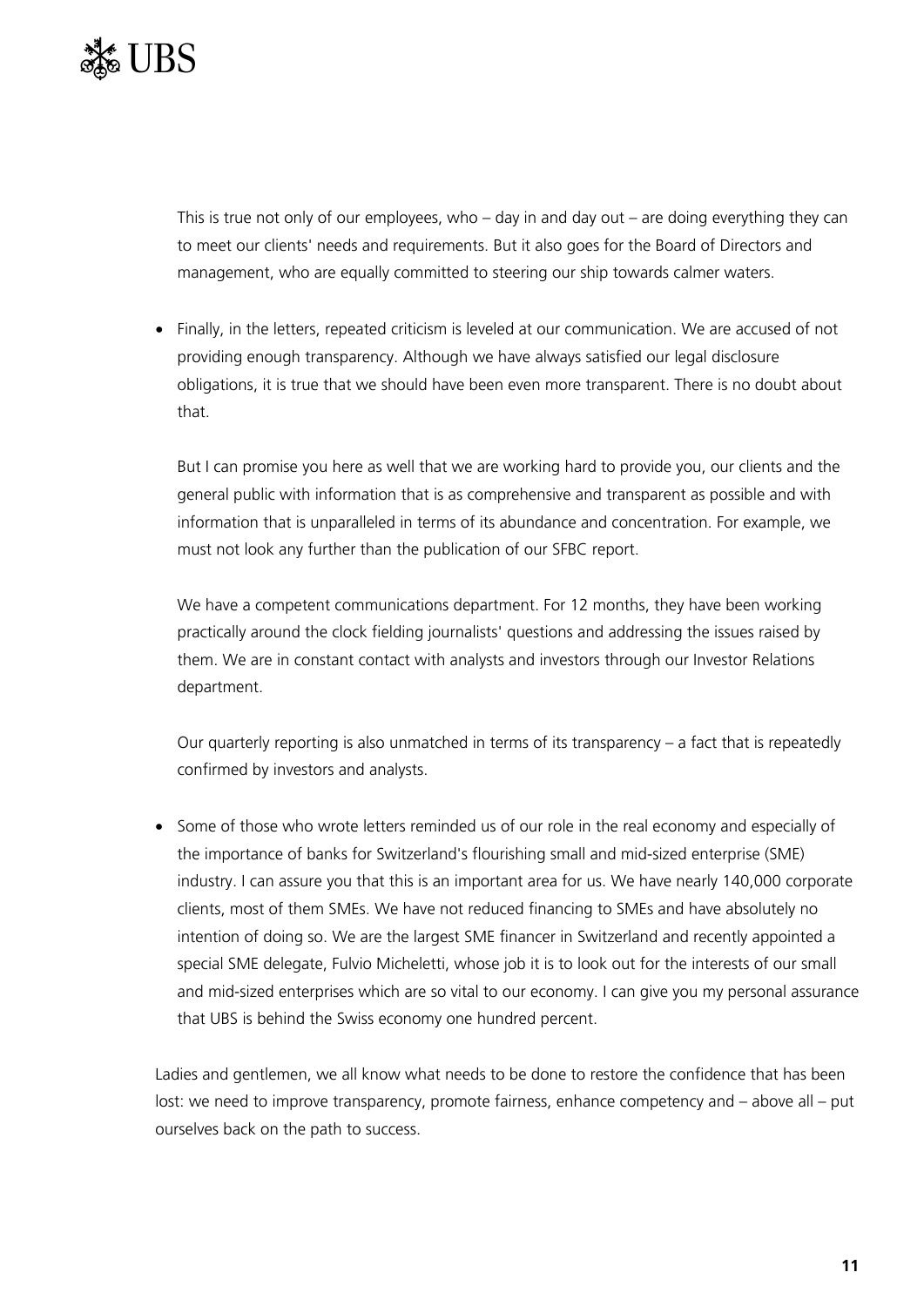This is true not only of our employees, who – day in and day out – are doing everything they can to meet our clients' needs and requirements. But it also goes for the Board of Directors and management, who are equally committed to steering our ship towards calmer waters.

- Finally, in the letters, repeated criticism is leveled at our communication. We are accused of not providing enough transparency. Although we have always satisfied our legal disclosure obligations, it is true that we should have been even more transparent. There is no doubt about that.

  But I can promise you here as well that we are working hard to provide you, our clients and the general public with information that is as comprehensive and transparent as possible and with information that is unparalleled in terms of its abundance and concentration. For example, we must not look any further than the publication of our SFBC report.

  We have a competent communications department. For 12 months, they have been working practically around the clock fielding journalists' questions and addressing the issues raised by them. We are in constant contact with analysts and investors through our Investor Relations department.

  Our quarterly reporting is also unmatched in terms of its transparency – a fact that is repeatedly confirmed by investors and analysts.

- Some of those who wrote letters reminded us of our role in the real economy and especially of the importance of banks for Switzerland's flourishing small and mid-sized enterprise (SME) industry. I can assure you that this is an important area for us. We have nearly 140,000 corporate clients, most of them SMEs. We have not reduced financing to SMEs and have absolutely no intention of doing so. We are the largest SME financer in Switzerland and recently appointed a special SME delegate, Fulvio Micheletti, whose job it is to look out for the interests of our small and mid-sized enterprises which are so vital to our economy. I can give you my personal assurance that UBS is behind the Swiss economy one hundred percent.

Ladies and gentlemen, we all know what needs to be done to restore the confidence that has been lost: we need to improve transparency, promote fairness, enhance competency and – above all – put ourselves back on the path to success.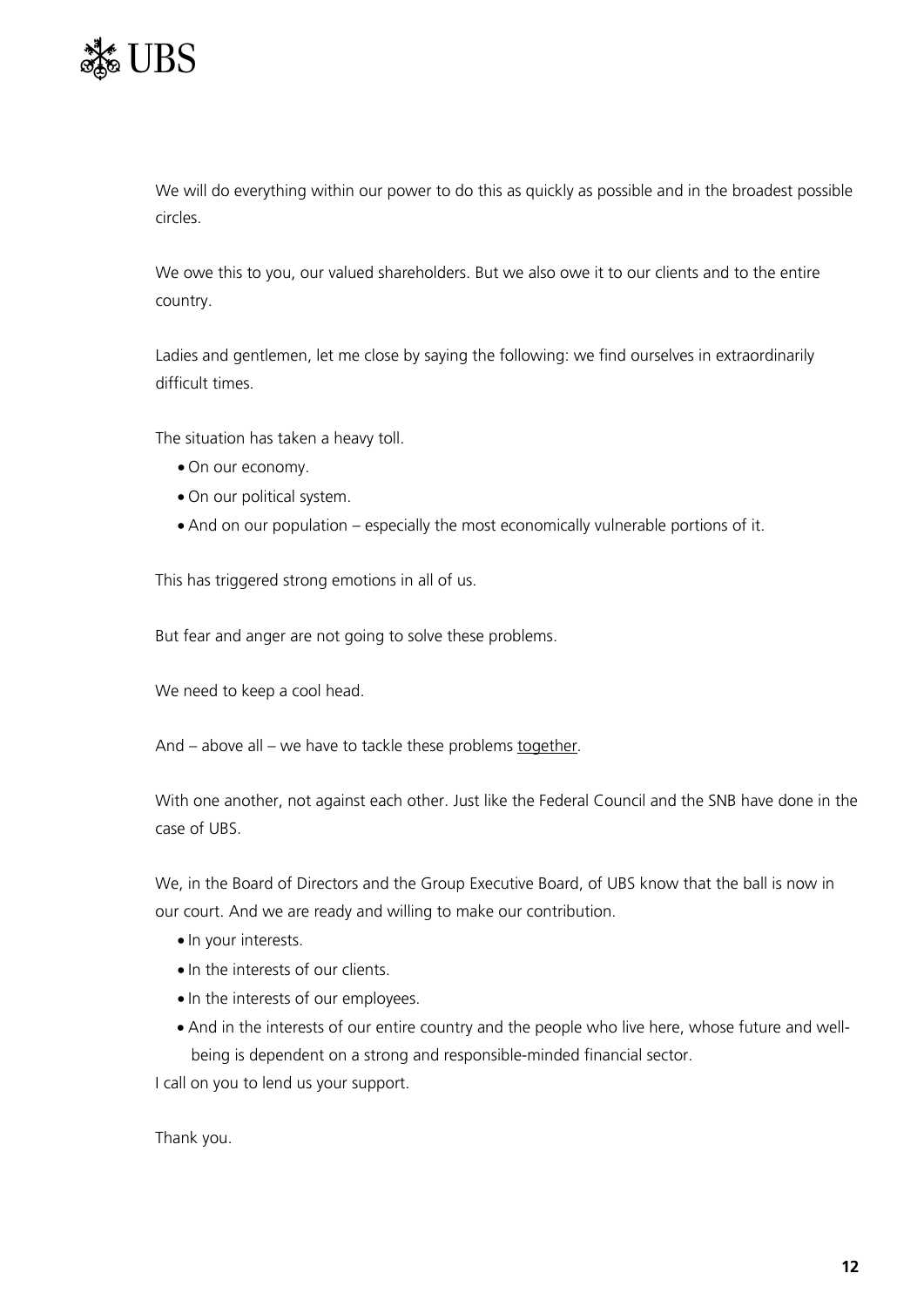We will do everything within our power to do this as quickly as possible and in the broadest possible circles.

We owe this to you, our valued shareholders. But we also owe it to our clients and to the entire country.

Ladies and gentlemen, let me close by saying the following: we find ourselves in extraordinarily difficult times.

The situation has taken a heavy toll.

- On our economy.
- On our political system.
- And on our population – especially the most economically vulnerable portions of it.

This has triggered strong emotions in all of us.

But fear and anger are not going to solve these problems.

We need to keep a cool head.

And – above all – we have to tackle these problems <u>together</u>.

With one another, not against each other. Just like the Federal Council and the SNB have done in the case of UBS.

We, in the Board of Directors and the Group Executive Board, of UBS know that the ball is now in our court. And we are ready and willing to make our contribution.

- In your interests.
- In the interests of our clients.
- In the interests of our employees.
- And in the interests of our entire country and the people who live here, whose future and well-being is dependent on a strong and responsible-minded financial sector.

I call on you to lend us your support.

Thank you.